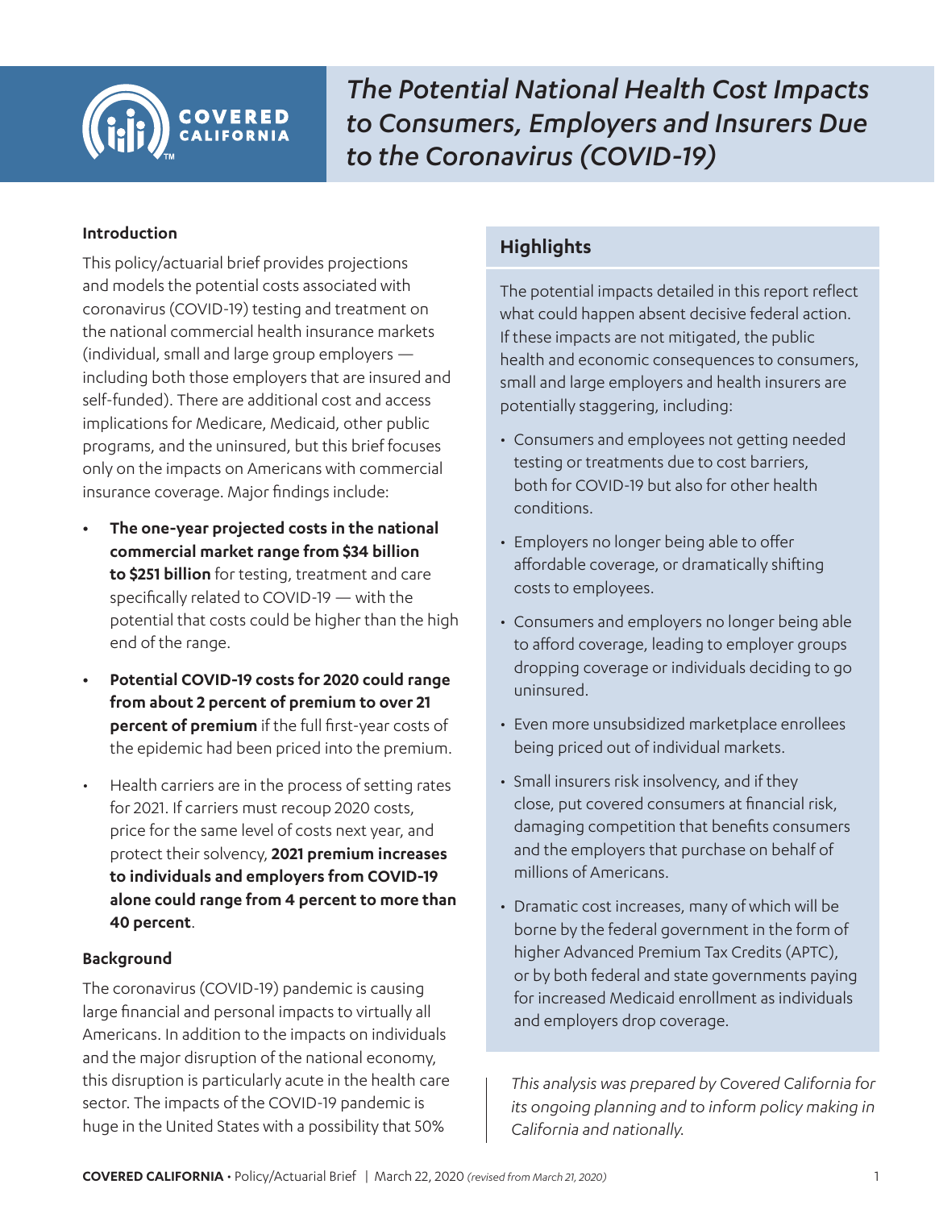# *The Potential National Health Cost Impacts to Consumers, Employers and Insurers Due to the Coronavirus (COVID-19)*

### Introduction

This policy/actuarial brief provides projections and models the potential costs associated with coronavirus (COVID-19) testing and treatment on the national commercial health insurance markets (individual, small and large group employers — including both those employers that are insured and self-funded). There are additional cost and access implications for Medicare, Medicaid, other public programs, and the uninsured, but this brief focuses only on the impacts on Americans with commercial insurance coverage. Major findings include:

- **The one-year projected costs in the national commercial market range from $34 billion to $251 billion** for testing, treatment and care specifically related to COVID-19 — with the potential that costs could be higher than the high end of the range.
- **Potential COVID-19 costs for 2020 could range from about 2 percent of premium to over 21 percent of premium** if the full first-year costs of the epidemic had been priced into the premium.
- Health carriers are in the process of setting rates for 2021. If carriers must recoup 2020 costs, price for the same level of costs next year, and protect their solvency, **2021 premium increases to individuals and employers from COVID-19 alone could range from 4 percent to more than 40 percent**.

### Highlights

The potential impacts detailed in this report reflect what could happen absent decisive federal action. If these impacts are not mitigated, the public health and economic consequences to consumers, small and large employers and health insurers are potentially staggering, including:

- Consumers and employees not getting needed testing or treatments due to cost barriers, both for COVID-19 but also for other health conditions.
- Employers no longer being able to offer affordable coverage, or dramatically shifting costs to employees.
- Consumers and employers no longer being able to afford coverage, leading to employer groups dropping coverage or individuals deciding to go uninsured.
- Even more unsubsidized marketplace enrollees being priced out of individual markets.
- Small insurers risk insolvency, and if they close, put covered consumers at financial risk, damaging competition that benefits consumers and the employers that purchase on behalf of millions of Americans.
- Dramatic cost increases, many of which will be borne by the federal government in the form of higher Advanced Premium Tax Credits (APTC), or by both federal and state governments paying for increased Medicaid enrollment as individuals and employers drop coverage.

*This analysis was prepared by Covered California for its ongoing planning and to inform policy making in California and nationally.*

### Background

The coronavirus (COVID-19) pandemic is causing large financial and personal impacts to virtually all Americans. In addition to the impacts on individuals and the major disruption of the national economy, this disruption is particularly acute in the health care sector. The impacts of the COVID-19 pandemic is huge in the United States with a possibility that 50%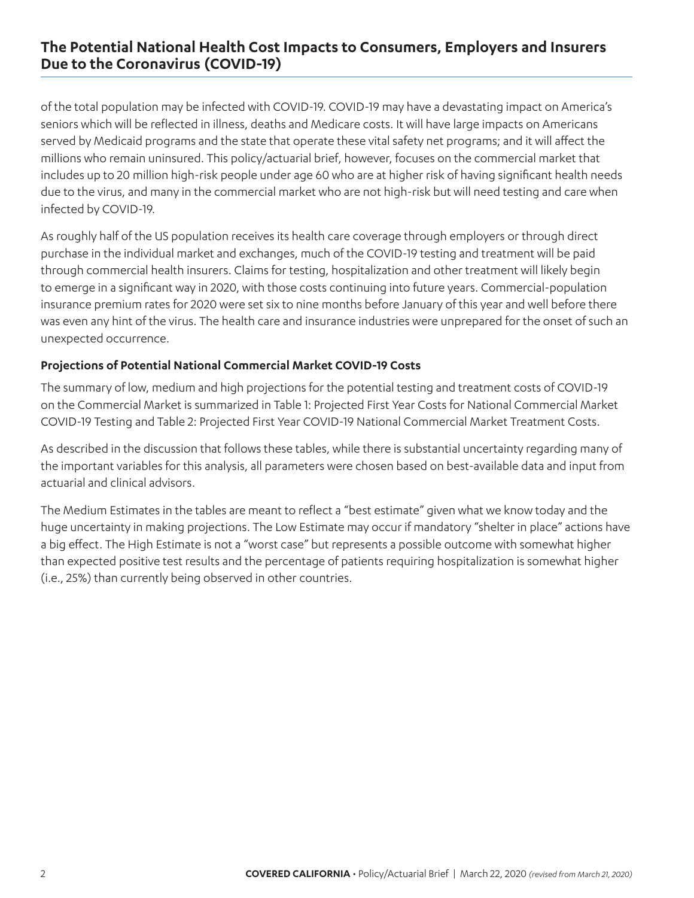of the total population may be infected with COVID-19. COVID-19 may have a devastating impact on America's seniors which will be reflected in illness, deaths and Medicare costs. It will have large impacts on Americans served by Medicaid programs and the state that operate these vital safety net programs; and it will affect the millions who remain uninsured. This policy/actuarial brief, however, focuses on the commercial market that includes up to 20 million high-risk people under age 60 who are at higher risk of having significant health needs due to the virus, and many in the commercial market who are not high-risk but will need testing and care when infected by COVID-19.

As roughly half of the US population receives its health care coverage through employers or through direct purchase in the individual market and exchanges, much of the COVID-19 testing and treatment will be paid through commercial health insurers. Claims for testing, hospitalization and other treatment will likely begin to emerge in a significant way in 2020, with those costs continuing into future years. Commercial-population insurance premium rates for 2020 were set six to nine months before January of this year and well before there was even any hint of the virus. The health care and insurance industries were unprepared for the onset of such an unexpected occurrence.

### Projections of Potential National Commercial Market COVID-19 Costs

The summary of low, medium and high projections for the potential testing and treatment costs of COVID-19 on the Commercial Market is summarized in Table 1: Projected First Year Costs for National Commercial Market COVID-19 Testing and Table 2: Projected First Year COVID-19 National Commercial Market Treatment Costs.

As described in the discussion that follows these tables, while there is substantial uncertainty regarding many of the important variables for this analysis, all parameters were chosen based on best-available data and input from actuarial and clinical advisors.

The Medium Estimates in the tables are meant to reflect a "best estimate" given what we know today and the huge uncertainty in making projections. The Low Estimate may occur if mandatory "shelter in place" actions have a big effect. The High Estimate is not a "worst case" but represents a possible outcome with somewhat higher than expected positive test results and the percentage of patients requiring hospitalization is somewhat higher (i.e., 25%) than currently being observed in other countries.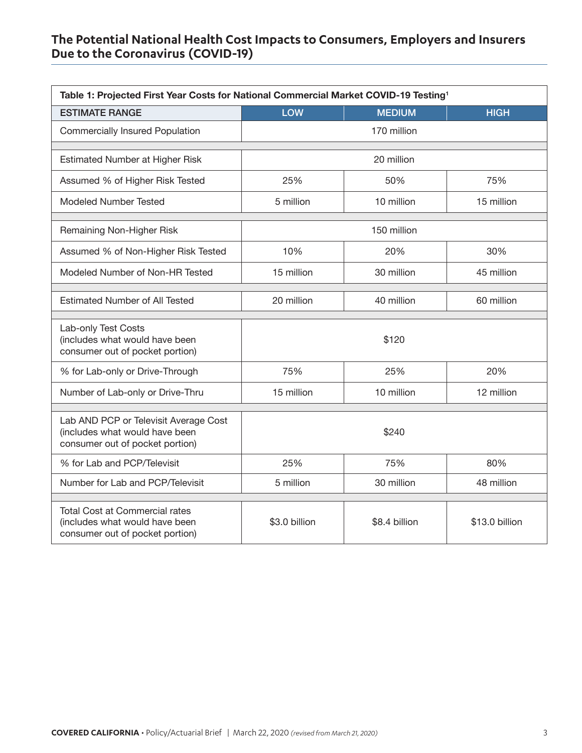**Table 1: Projected First Year Costs for National Commercial Market COVID-19 Testing[1]**

| ESTIMATE RANGE | LOW | MEDIUM | HIGH |
|---|---|---|---|
| Commercially Insured Population | | 170 million | |
| | | | |
| Estimated Number at Higher Risk | | 20 million | |
| Assumed % of Higher Risk Tested | 25% | 50% | 75% |
| Modeled Number Tested | 5 million | 10 million | 15 million |
| | | | |
| Remaining Non-Higher Risk | | 150 million | |
| Assumed % of Non-Higher Risk Tested | 10% | 20% | 30% |
| Modeled Number of Non-HR Tested | 15 million | 30 million | 45 million |
| | | | |
| Estimated Number of All Tested | 20 million | 40 million | 60 million |
| | | | |
| Lab-only Test Costs (includes what would have been consumer out of pocket portion) | | $120 | |
| % for Lab-only or Drive-Through | 75% | 25% | 20% |
| Number of Lab-only or Drive-Thru | 15 million | 10 million | 12 million |
| | | | |
| Lab AND PCP or Televisit Average Cost (includes what would have been consumer out of pocket portion) | | $240 | |
| % for Lab and PCP/Televisit | 25% | 75% | 80% |
| Number for Lab and PCP/Televisit | 5 million | 30 million | 48 million |
| | | | |
| Total Cost at Commercial rates (includes what would have been consumer out of pocket portion) | $3.0 billion | $8.4 billion | $13.0 billion |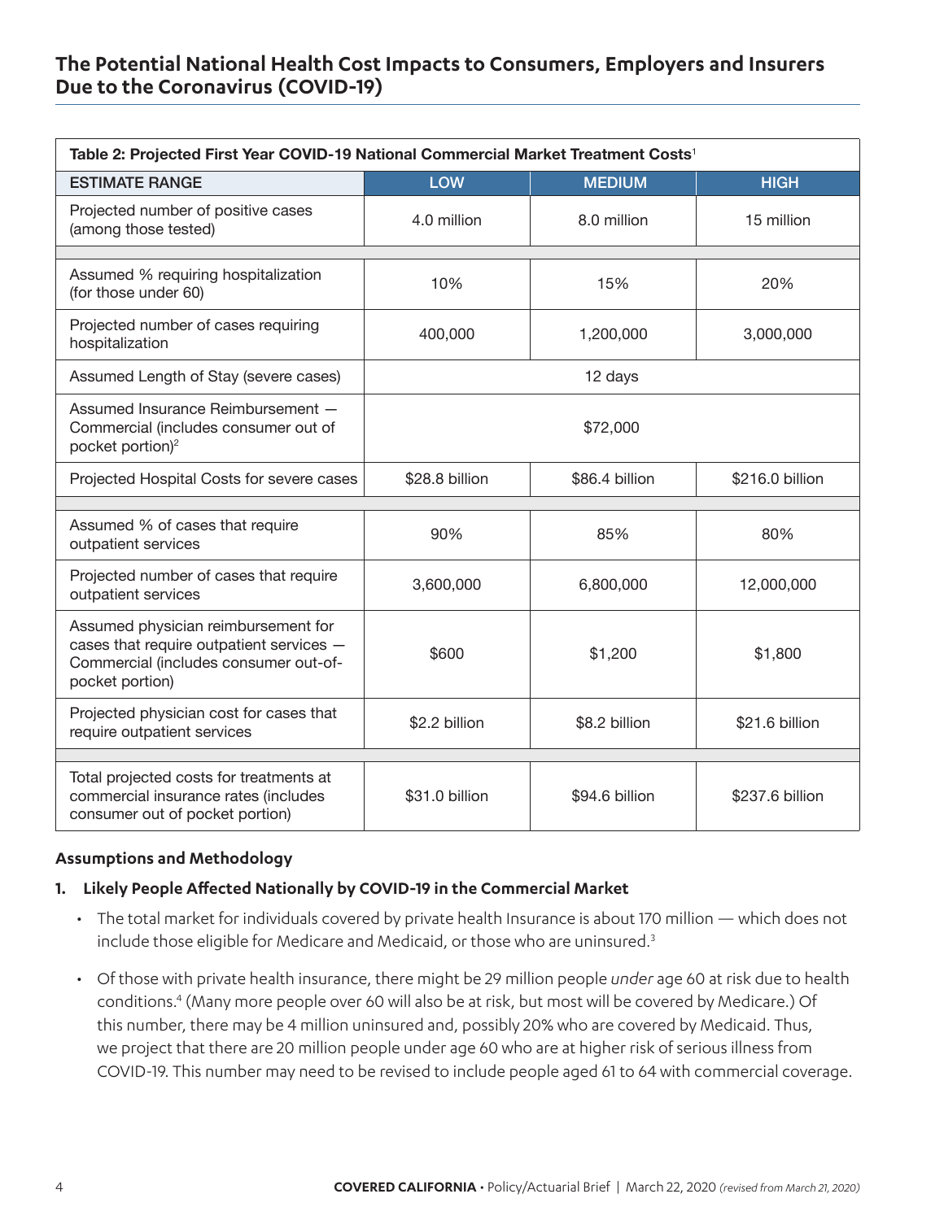| Table 2: Projected First Year COVID-19 National Commercial Market Treatment Costs[1] | | | |
|---|---|---|---|
| ESTIMATE RANGE | LOW | MEDIUM | HIGH |
| Projected number of positive cases (among those tested) | 4.0 million | 8.0 million | 15 million |
| | | | |
| Assumed % requiring hospitalization (for those under 60) | 10% | 15% | 20% |
| Projected number of cases requiring hospitalization | 400,000 | 1,200,000 | 3,000,000 |
| Assumed Length of Stay (severe cases) | 12 days | | |
| Assumed Insurance Reimbursement — Commercial (includes consumer out of pocket portion)[2] | $72,000 | | |
| Projected Hospital Costs for severe cases | $28.8 billion | $86.4 billion | $216.0 billion |
| | | | |
| Assumed % of cases that require outpatient services | 90% | 85% | 80% |
| Projected number of cases that require outpatient services | 3,600,000 | 6,800,000 | 12,000,000 |
| Assumed physician reimbursement for cases that require outpatient services — Commercial (includes consumer out-of-pocket portion) | $600 | $1,200 | $1,800 |
| Projected physician cost for cases that require outpatient services | $2.2 billion | $8.2 billion | $21.6 billion |
| | | | |
| Total projected costs for treatments at commercial insurance rates (includes consumer out of pocket portion) | $31.0 billion | $94.6 billion | $237.6 billion |

### Assumptions and Methodology

**1. Likely People Affected Nationally by COVID-19 in the Commercial Market**

- The total market for individuals covered by private health Insurance is about 170 million — which does not include those eligible for Medicare and Medicaid, or those who are uninsured.[3]
- Of those with private health insurance, there might be 29 million people *under* age 60 at risk due to health conditions.[4] (Many more people over 60 will also be at risk, but most will be covered by Medicare.) Of this number, there may be 4 million uninsured and, possibly 20% who are covered by Medicaid. Thus, we project that there are 20 million people under age 60 who are at higher risk of serious illness from COVID-19. This number may need to be revised to include people aged 61 to 64 with commercial coverage.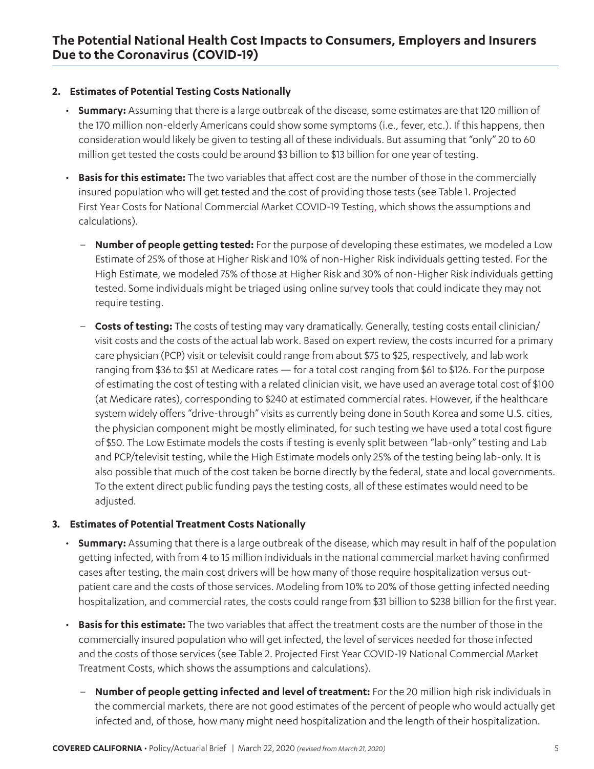2. **Estimates of Potential Testing Costs Nationally**

   - **Summary:** Assuming that there is a large outbreak of the disease, some estimates are that 120 million of the 170 million non-elderly Americans could show some symptoms (i.e., fever, etc.). If this happens, then consideration would likely be given to testing all of these individuals. But assuming that "only" 20 to 60 million get tested the costs could be around $3 billion to $13 billion for one year of testing.

   - **Basis for this estimate:** The two variables that affect cost are the number of those in the commercially insured population who will get tested and the cost of providing those tests (see Table 1. Projected First Year Costs for National Commercial Market COVID-19 Testing, which shows the assumptions and calculations).

     - **Number of people getting tested:** For the purpose of developing these estimates, we modeled a Low Estimate of 25% of those at Higher Risk and 10% of non-Higher Risk individuals getting tested. For the High Estimate, we modeled 75% of those at Higher Risk and 30% of non-Higher Risk individuals getting tested. Some individuals might be triaged using online survey tools that could indicate they may not require testing.

     - **Costs of testing:** The costs of testing may vary dramatically. Generally, testing costs entail clinician/visit costs and the costs of the actual lab work. Based on expert review, the costs incurred for a primary care physician (PCP) visit or televisit could range from about $75 to $25, respectively, and lab work ranging from $36 to $51 at Medicare rates — for a total cost ranging from $61 to $126. For the purpose of estimating the cost of testing with a related clinician visit, we have used an average total cost of $100 (at Medicare rates), corresponding to $240 at estimated commercial rates. However, if the healthcare system widely offers "drive-through" visits as currently being done in South Korea and some U.S. cities, the physician component might be mostly eliminated, for such testing we have used a total cost figure of $50. The Low Estimate models the costs if testing is evenly split between "lab-only" testing and Lab and PCP/televisit testing, while the High Estimate models only 25% of the testing being lab-only. It is also possible that much of the cost taken be borne directly by the federal, state and local governments. To the extent direct public funding pays the testing costs, all of these estimates would need to be adjusted.

3. **Estimates of Potential Treatment Costs Nationally**

   - **Summary:** Assuming that there is a large outbreak of the disease, which may result in half of the population getting infected, with from 4 to 15 million individuals in the national commercial market having confirmed cases after testing, the main cost drivers will be how many of those require hospitalization versus out-patient care and the costs of those services. Modeling from 10% to 20% of those getting infected needing hospitalization, and commercial rates, the costs could range from $31 billion to $238 billion for the first year.

   - **Basis for this estimate:** The two variables that affect the treatment costs are the number of those in the commercially insured population who will get infected, the level of services needed for those infected and the costs of those services (see Table 2. Projected First Year COVID-19 National Commercial Market Treatment Costs, which shows the assumptions and calculations).

     - **Number of people getting infected and level of treatment:** For the 20 million high risk individuals in the commercial markets, there are not good estimates of the percent of people who would actually get infected and, of those, how many might need hospitalization and the length of their hospitalization.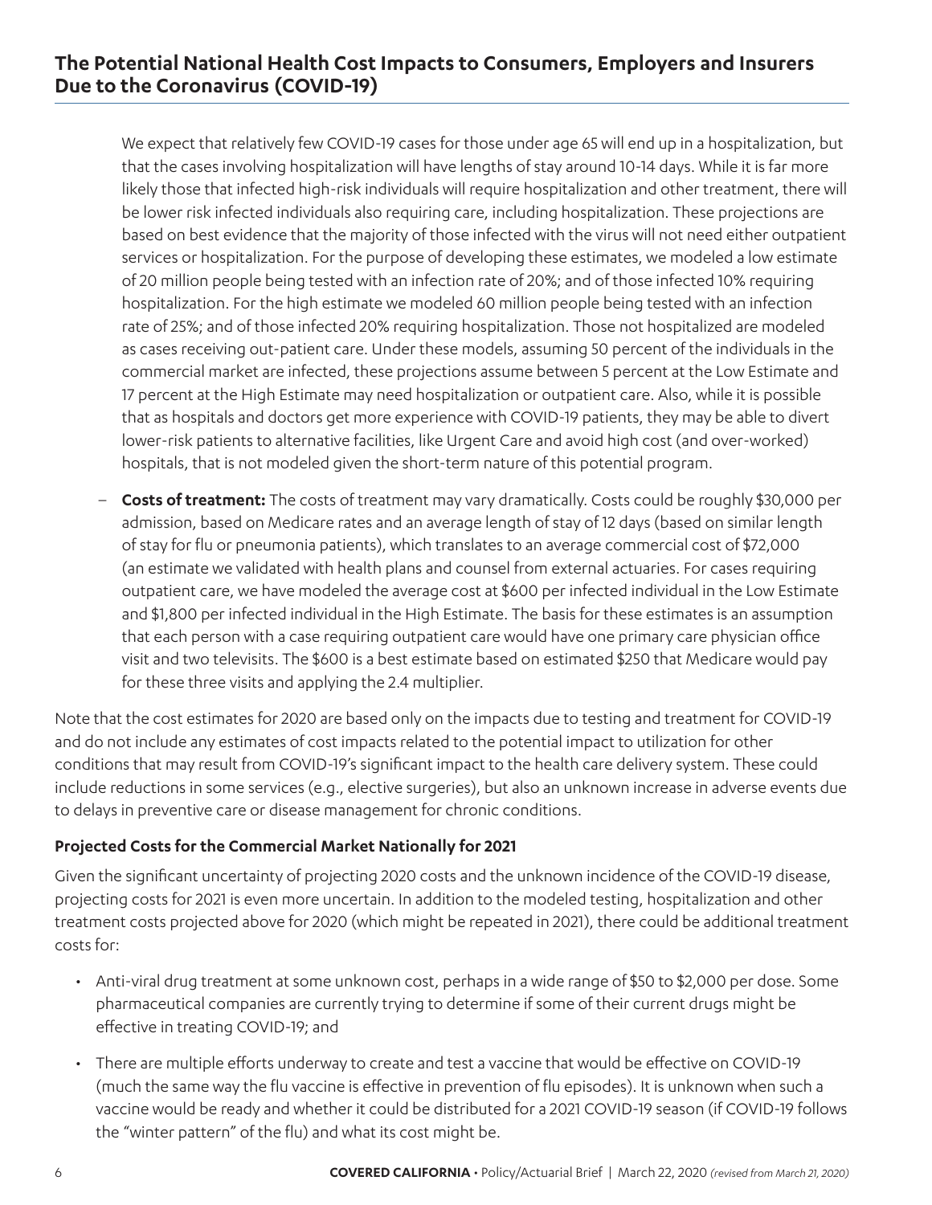We expect that relatively few COVID-19 cases for those under age 65 will end up in a hospitalization, but that the cases involving hospitalization will have lengths of stay around 10-14 days. While it is far more likely those that infected high-risk individuals will require hospitalization and other treatment, there will be lower risk infected individuals also requiring care, including hospitalization. These projections are based on best evidence that the majority of those infected with the virus will not need either outpatient services or hospitalization. For the purpose of developing these estimates, we modeled a low estimate of 20 million people being tested with an infection rate of 20%; and of those infected 10% requiring hospitalization. For the high estimate we modeled 60 million people being tested with an infection rate of 25%; and of those infected 20% requiring hospitalization. Those not hospitalized are modeled as cases receiving out-patient care. Under these models, assuming 50 percent of the individuals in the commercial market are infected, these projections assume between 5 percent at the Low Estimate and 17 percent at the High Estimate may need hospitalization or outpatient care. Also, while it is possible that as hospitals and doctors get more experience with COVID-19 patients, they may be able to divert lower-risk patients to alternative facilities, like Urgent Care and avoid high cost (and over-worked) hospitals, that is not modeled given the short-term nature of this potential program.

- **Costs of treatment:** The costs of treatment may vary dramatically. Costs could be roughly $30,000 per admission, based on Medicare rates and an average length of stay of 12 days (based on similar length of stay for flu or pneumonia patients), which translates to an average commercial cost of $72,000 (an estimate we validated with health plans and counsel from external actuaries. For cases requiring outpatient care, we have modeled the average cost at $600 per infected individual in the Low Estimate and $1,800 per infected individual in the High Estimate. The basis for these estimates is an assumption that each person with a case requiring outpatient care would have one primary care physician office visit and two televisits. The $600 is a best estimate based on estimated $250 that Medicare would pay for these three visits and applying the 2.4 multiplier.

Note that the cost estimates for 2020 are based only on the impacts due to testing and treatment for COVID-19 and do not include any estimates of cost impacts related to the potential impact to utilization for other conditions that may result from COVID-19's significant impact to the health care delivery system. These could include reductions in some services (e.g., elective surgeries), but also an unknown increase in adverse events due to delays in preventive care or disease management for chronic conditions.

### Projected Costs for the Commercial Market Nationally for 2021

Given the significant uncertainty of projecting 2020 costs and the unknown incidence of the COVID-19 disease, projecting costs for 2021 is even more uncertain. In addition to the modeled testing, hospitalization and other treatment costs projected above for 2020 (which might be repeated in 2021), there could be additional treatment costs for:

- Anti-viral drug treatment at some unknown cost, perhaps in a wide range of $50 to $2,000 per dose. Some pharmaceutical companies are currently trying to determine if some of their current drugs might be effective in treating COVID-19; and
- There are multiple efforts underway to create and test a vaccine that would be effective on COVID-19 (much the same way the flu vaccine is effective in prevention of flu episodes). It is unknown when such a vaccine would be ready and whether it could be distributed for a 2021 COVID-19 season (if COVID-19 follows the "winter pattern" of the flu) and what its cost might be.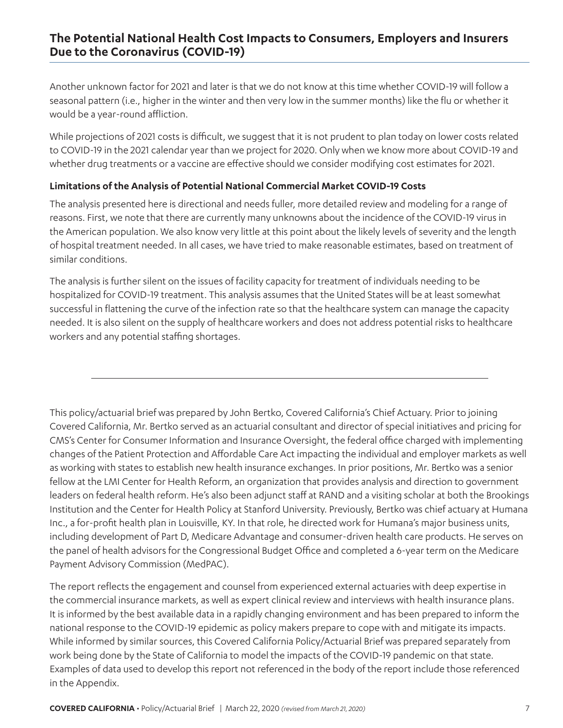Another unknown factor for 2021 and later is that we do not know at this time whether COVID-19 will follow a seasonal pattern (i.e., higher in the winter and then very low in the summer months) like the flu or whether it would be a year-round affliction.

While projections of 2021 costs is difficult, we suggest that it is not prudent to plan today on lower costs related to COVID-19 in the 2021 calendar year than we project for 2020. Only when we know more about COVID-19 and whether drug treatments or a vaccine are effective should we consider modifying cost estimates for 2021.

**Limitations of the Analysis of Potential National Commercial Market COVID-19 Costs**

The analysis presented here is directional and needs fuller, more detailed review and modeling for a range of reasons. First, we note that there are currently many unknowns about the incidence of the COVID-19 virus in the American population. We also know very little at this point about the likely levels of severity and the length of hospital treatment needed. In all cases, we have tried to make reasonable estimates, based on treatment of similar conditions.

The analysis is further silent on the issues of facility capacity for treatment of individuals needing to be hospitalized for COVID-19 treatment. This analysis assumes that the United States will be at least somewhat successful in flattening the curve of the infection rate so that the healthcare system can manage the capacity needed. It is also silent on the supply of healthcare workers and does not address potential risks to healthcare workers and any potential staffing shortages.

---

This policy/actuarial brief was prepared by John Bertko, Covered California's Chief Actuary. Prior to joining Covered California, Mr. Bertko served as an actuarial consultant and director of special initiatives and pricing for CMS's Center for Consumer Information and Insurance Oversight, the federal office charged with implementing changes of the Patient Protection and Affordable Care Act impacting the individual and employer markets as well as working with states to establish new health insurance exchanges. In prior positions, Mr. Bertko was a senior fellow at the LMI Center for Health Reform, an organization that provides analysis and direction to government leaders on federal health reform. He's also been adjunct staff at RAND and a visiting scholar at both the Brookings Institution and the Center for Health Policy at Stanford University. Previously, Bertko was chief actuary at Humana Inc., a for-profit health plan in Louisville, KY. In that role, he directed work for Humana's major business units, including development of Part D, Medicare Advantage and consumer-driven health care products. He serves on the panel of health advisors for the Congressional Budget Office and completed a 6-year term on the Medicare Payment Advisory Commission (MedPAC).

The report reflects the engagement and counsel from experienced external actuaries with deep expertise in the commercial insurance markets, as well as expert clinical review and interviews with health insurance plans. It is informed by the best available data in a rapidly changing environment and has been prepared to inform the national response to the COVID-19 epidemic as policy makers prepare to cope with and mitigate its impacts. While informed by similar sources, this Covered California Policy/Actuarial Brief was prepared separately from work being done by the State of California to model the impacts of the COVID-19 pandemic on that state. Examples of data used to develop this report not referenced in the body of the report include those referenced in the Appendix.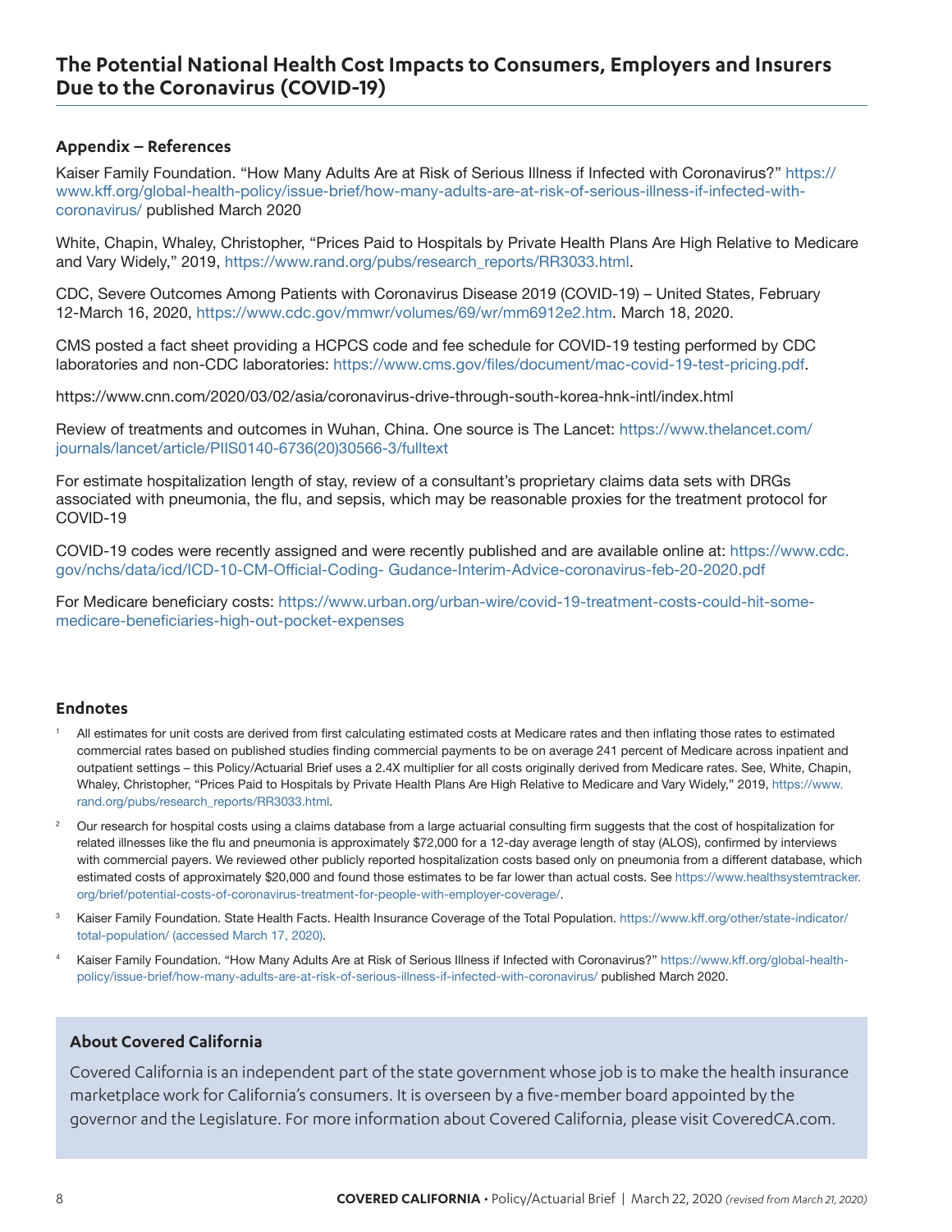## Appendix – References

Kaiser Family Foundation. "How Many Adults Are at Risk of Serious Illness if Infected with Coronavirus?" https://www.kff.org/global-health-policy/issue-brief/how-many-adults-are-at-risk-of-serious-illness-if-infected-with-coronavirus/ published March 2020

White, Chapin, Whaley, Christopher, "Prices Paid to Hospitals by Private Health Plans Are High Relative to Medicare and Vary Widely," 2019, https://www.rand.org/pubs/research_reports/RR3033.html.

CDC, Severe Outcomes Among Patients with Coronavirus Disease 2019 (COVID-19) – United States, February 12-March 16, 2020, https://www.cdc.gov/mmwr/volumes/69/wr/mm6912e2.htm. March 18, 2020.

CMS posted a fact sheet providing a HCPCS code and fee schedule for COVID-19 testing performed by CDC laboratories and non-CDC laboratories: https://www.cms.gov/files/document/mac-covid-19-test-pricing.pdf.

https://www.cnn.com/2020/03/02/asia/coronavirus-drive-through-south-korea-hnk-intl/index.html

Review of treatments and outcomes in Wuhan, China. One source is The Lancet: https://www.thelancet.com/journals/lancet/article/PIIS0140-6736(20)30566-3/fulltext

For estimate hospitalization length of stay, review of a consultant's proprietary claims data sets with DRGs associated with pneumonia, the flu, and sepsis, which may be reasonable proxies for the treatment protocol for COVID-19

COVID-19 codes were recently assigned and were recently published and are available online at: https://www.cdc.gov/nchs/data/icd/ICD-10-CM-Official-Coding- Gudance-Interim-Advice-coronavirus-feb-20-2020.pdf

For Medicare beneficiary costs: https://www.urban.org/urban-wire/covid-19-treatment-costs-could-hit-some-medicare-beneficiaries-high-out-pocket-expenses

## Endnotes

[1] All estimates for unit costs are derived from first calculating estimated costs at Medicare rates and then inflating those rates to estimated commercial rates based on published studies finding commercial payments to be on average 241 percent of Medicare across inpatient and outpatient settings – this Policy/Actuarial Brief uses a 2.4X multiplier for all costs originally derived from Medicare rates. See, White, Chapin, Whaley, Christopher, "Prices Paid to Hospitals by Private Health Plans Are High Relative to Medicare and Vary Widely," 2019, https://www.rand.org/pubs/research_reports/RR3033.html.

[2] Our research for hospital costs using a claims database from a large actuarial consulting firm suggests that the cost of hospitalization for related illnesses like the flu and pneumonia is approximately $72,000 for a 12-day average length of stay (ALOS), confirmed by interviews with commercial payers. We reviewed other publicly reported hospitalization costs based only on pneumonia from a different database, which estimated costs of approximately $20,000 and found those estimates to be far lower than actual costs. See https://www.healthsystemtracker.org/brief/potential-costs-of-coronavirus-treatment-for-people-with-employer-coverage/.

[3] Kaiser Family Foundation. State Health Facts. Health Insurance Coverage of the Total Population. https://www.kff.org/other/state-indicator/total-population/ (accessed March 17, 2020).

[4] Kaiser Family Foundation. "How Many Adults Are at Risk of Serious Illness if Infected with Coronavirus?" https://www.kff.org/global-health-policy/issue-brief/how-many-adults-are-at-risk-of-serious-illness-if-infected-with-coronavirus/ published March 2020.

### About Covered California

Covered California is an independent part of the state government whose job is to make the health insurance marketplace work for California's consumers. It is overseen by a five-member board appointed by the governor and the Legislature. For more information about Covered California, please visit CoveredCA.com.